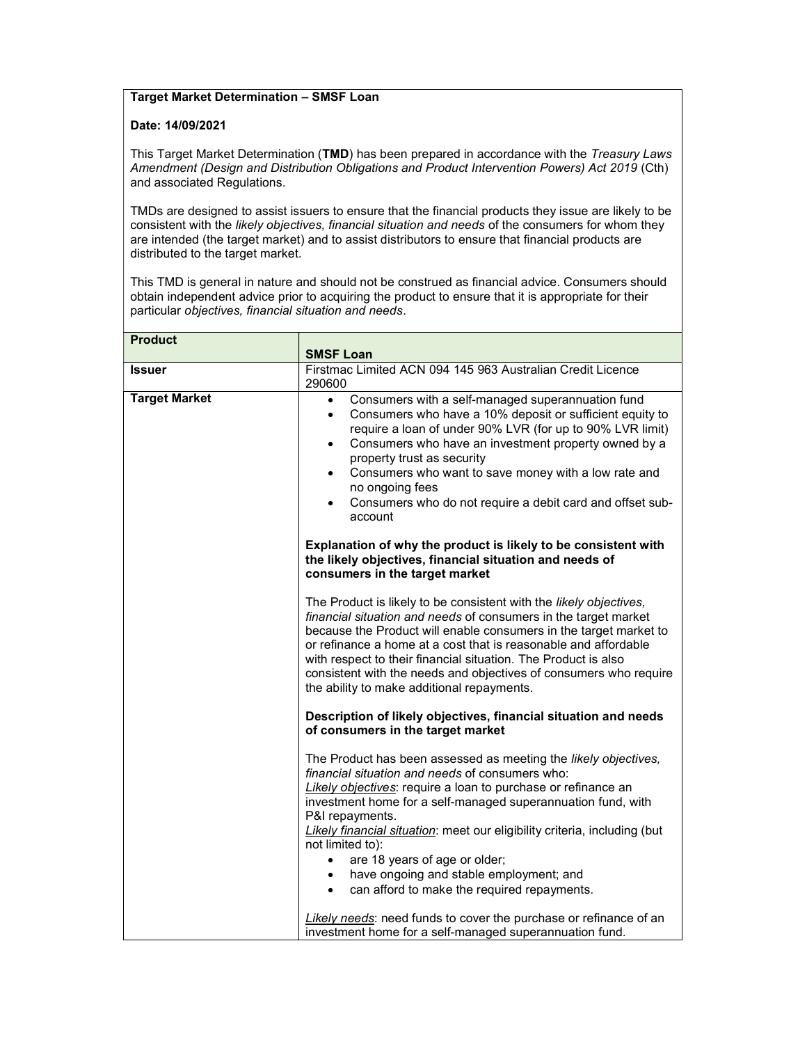**Target Market Determination – SMSF Loan**

**Date: 14/09/2021**

This Target Market Determination (**TMD**) has been prepared in accordance with the *Treasury Laws Amendment (Design and Distribution Obligations and Product Intervention Powers) Act 2019* (Cth) and associated Regulations.

TMDs are designed to assist issuers to ensure that the financial products they issue are likely to be consistent with the *likely objectives, financial situation and needs* of the consumers for whom they are intended (the target market) and to assist distributors to ensure that financial products are distributed to the target market.

This TMD is general in nature and should not be construed as financial advice. Consumers should obtain independent advice prior to acquiring the product to ensure that it is appropriate for their particular *objectives, financial situation and needs*.

| **Product** | **SMSF Loan** |
|---|---|
| **Issuer** | Firstmac Limited ACN 094 145 963 Australian Credit Licence 290600 |
| **Target Market** | • Consumers with a self-managed superannuation fund<br>• Consumers who have a 10% deposit or sufficient equity to require a loan of under 90% LVR (for up to 90% LVR limit)<br>• Consumers who have an investment property owned by a property trust as security<br>• Consumers who want to save money with a low rate and no ongoing fees<br>• Consumers who do not require a debit card and offset sub-account<br><br>**Explanation of why the product is likely to be consistent with the likely objectives, financial situation and needs of consumers in the target market**<br><br>The Product is likely to be consistent with the *likely objectives, financial situation and needs* of consumers in the target market because the Product will enable consumers in the target market to or refinance a home at a cost that is reasonable and affordable with respect to their financial situation. The Product is also consistent with the needs and objectives of consumers who require the ability to make additional repayments.<br><br>**Description of likely objectives, financial situation and needs of consumers in the target market**<br><br>The Product has been assessed as meeting the *likely objectives, financial situation and needs* of consumers who:<br>*Likely objectives*: require a loan to purchase or refinance an investment home for a self-managed superannuation fund, with P&I repayments.<br>*Likely financial situation*: meet our eligibility criteria, including (but not limited to):<br>• are 18 years of age or older;<br>• have ongoing and stable employment; and<br>• can afford to make the required repayments.<br><br>*Likely needs*: need funds to cover the purchase or refinance of an investment home for a self-managed superannuation fund. |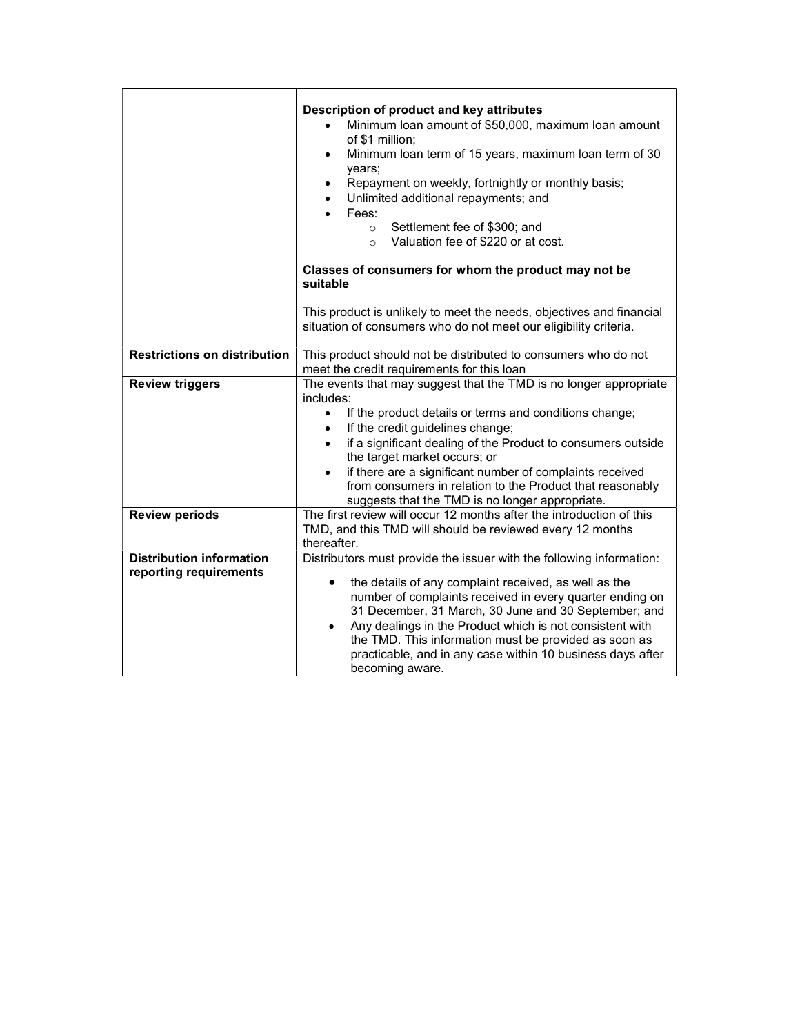| | |
|---|---|
| | **Description of product and key attributes**<br><ul><li>Minimum loan amount of $50,000, maximum loan amount of $1 million;</li><li>Minimum loan term of 15 years, maximum loan term of 30 years;</li><li>Repayment on weekly, fortnightly or monthly basis;</li><li>Unlimited additional repayments; and</li><li>Fees:<ul><li>Settlement fee of $300; and</li><li>Valuation fee of $220 or at cost.</li></ul></li></ul>**Classes of consumers for whom the product may not be suitable**<br><br>This product is unlikely to meet the needs, objectives and financial situation of consumers who do not meet our eligibility criteria. |
| **Restrictions on distribution** | This product should not be distributed to consumers who do not meet the credit requirements for this loan |
| **Review triggers** | The events that may suggest that the TMD is no longer appropriate includes:<ul><li>If the product details or terms and conditions change;</li><li>If the credit guidelines change;</li><li>if a significant dealing of the Product to consumers outside the target market occurs; or</li><li>if there are a significant number of complaints received from consumers in relation to the Product that reasonably suggests that the TMD is no longer appropriate.</li></ul> |
| **Review periods** | The first review will occur 12 months after the introduction of this TMD, and this TMD will should be reviewed every 12 months thereafter. |
| **Distribution information reporting requirements** | Distributors must provide the issuer with the following information:<ul><li>the details of any complaint received, as well as the number of complaints received in every quarter ending on 31 December, 31 March, 30 June and 30 September; and</li><li>Any dealings in the Product which is not consistent with the TMD. This information must be provided as soon as practicable, and in any case within 10 business days after becoming aware.</li></ul> |